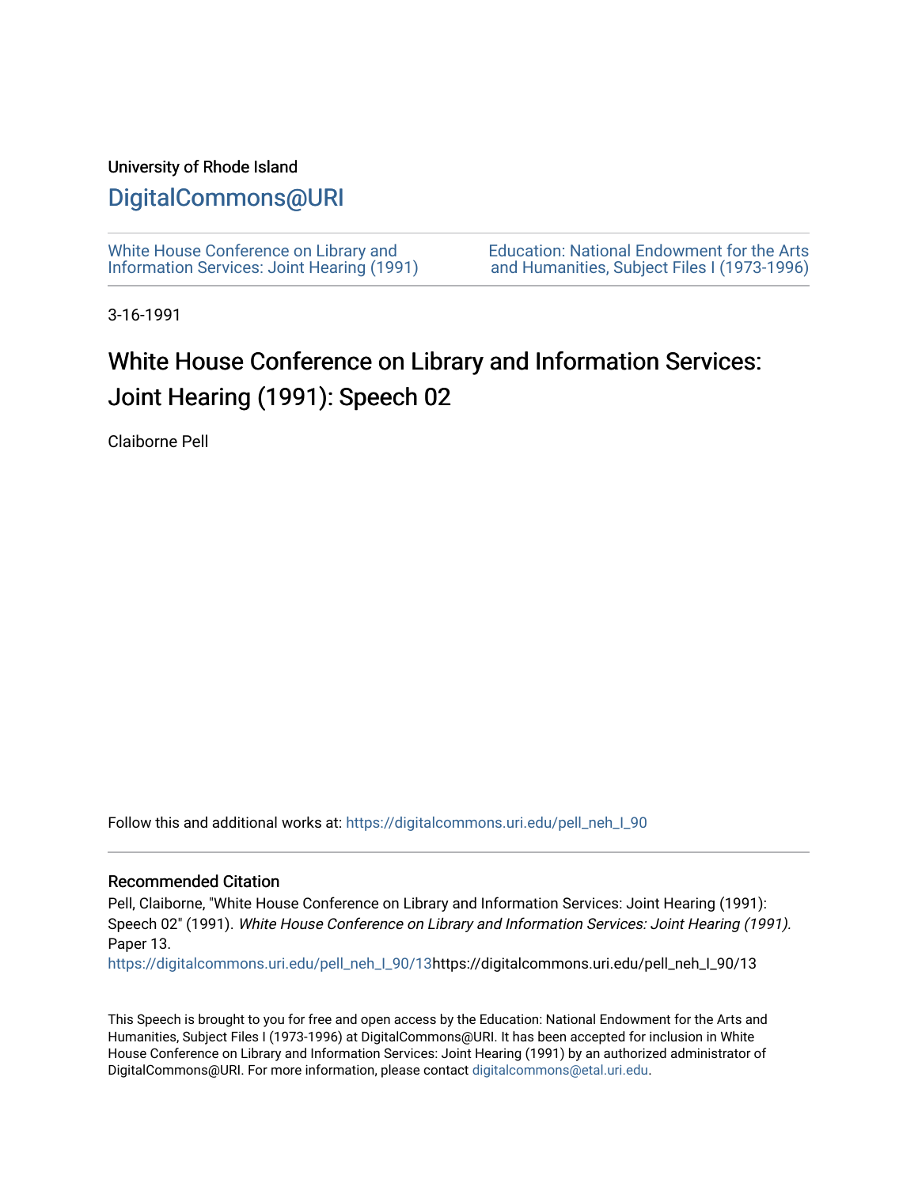University of Rhode Island

# DigitalCommons@URI

White House Conference on Library and Information Services: Joint Hearing (1991)

Education: National Endowment for the Arts and Humanities, Subject Files I (1973-1996)

3-16-1991

## White House Conference on Library and Information Services: Joint Hearing (1991): Speech 02

Claiborne Pell

Follow this and additional works at: https://digitalcommons.uri.edu/pell_neh_I_90

### Recommended Citation

Pell, Claiborne, "White House Conference on Library and Information Services: Joint Hearing (1991): Speech 02" (1991). *White House Conference on Library and Information Services: Joint Hearing (1991)*. Paper 13.
https://digitalcommons.uri.edu/pell_neh_I_90/13https://digitalcommons.uri.edu/pell_neh_I_90/13

This Speech is brought to you for free and open access by the Education: National Endowment for the Arts and Humanities, Subject Files I (1973-1996) at DigitalCommons@URI. It has been accepted for inclusion in White House Conference on Library and Information Services: Joint Hearing (1991) by an authorized administrator of DigitalCommons@URI. For more information, please contact digitalcommons@etal.uri.edu.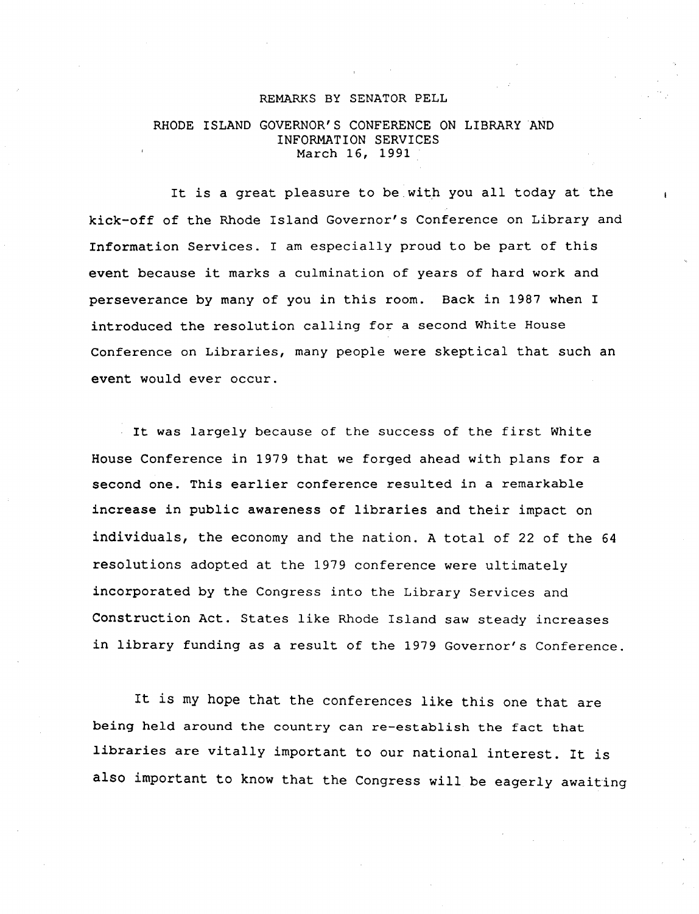REMARKS BY SENATOR PELL

RHODE ISLAND GOVERNOR'S CONFERENCE ON LIBRARY AND INFORMATION SERVICES
March 16, 1991

It is a great pleasure to be with you all today at the kick-off of the Rhode Island Governor's Conference on Library and Information Services. I am especially proud to be part of this event because it marks a culmination of years of hard work and perseverance by many of you in this room. Back in 1987 when I introduced the resolution calling for a second White House Conference on Libraries, many people were skeptical that such an event would ever occur.

It was largely because of the success of the first White House Conference in 1979 that we forged ahead with plans for a second one. This earlier conference resulted in a remarkable increase in public awareness of libraries and their impact on individuals, the economy and the nation. A total of 22 of the 64 resolutions adopted at the 1979 conference were ultimately incorporated by the Congress into the Library Services and Construction Act. States like Rhode Island saw steady increases in library funding as a result of the 1979 Governor's Conference.

It is my hope that the conferences like this one that are being held around the country can re-establish the fact that libraries are vitally important to our national interest. It is also important to know that the Congress will be eagerly awaiting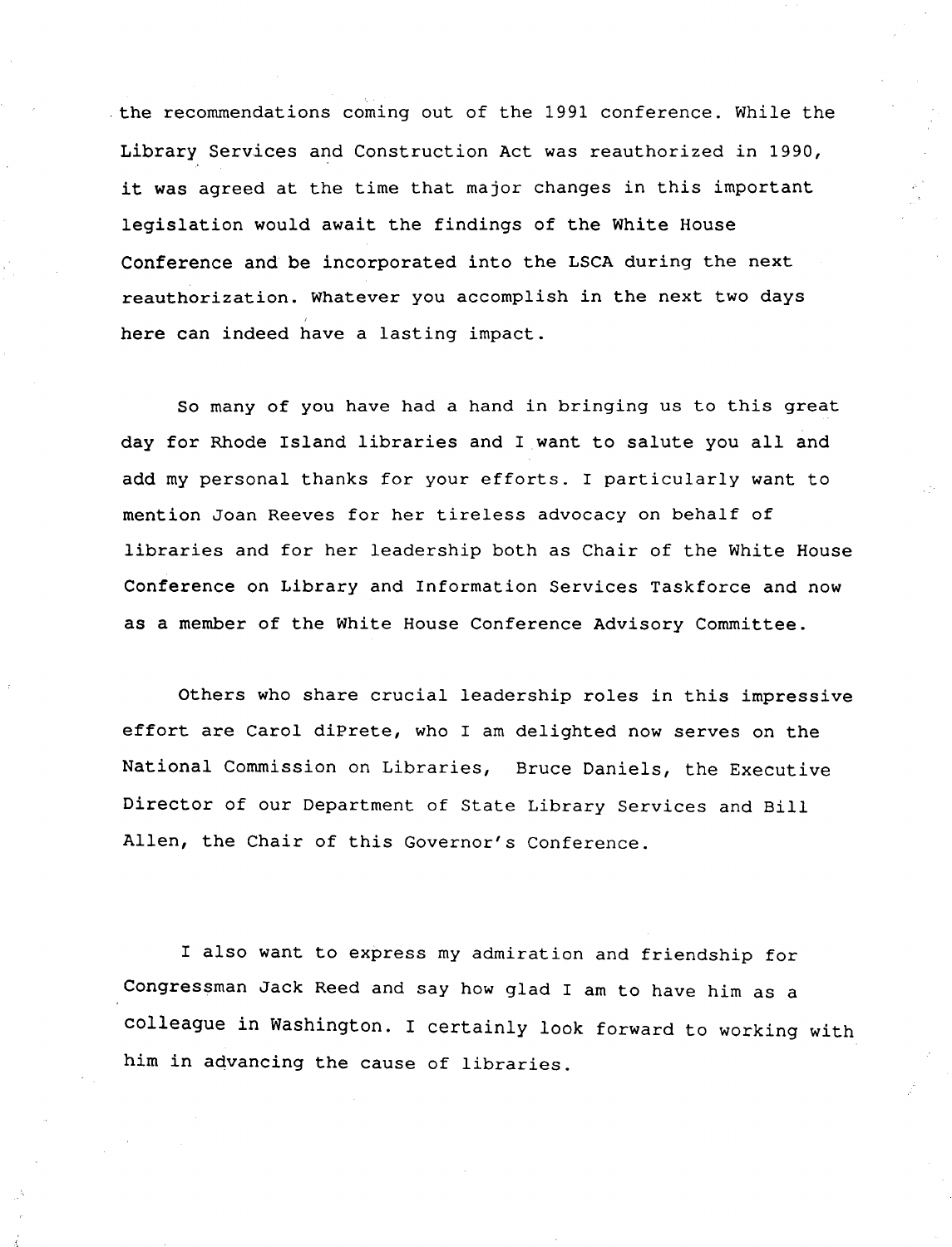the recommendations coming out of the 1991 conference. While the Library Services and Construction Act was reauthorized in 1990, it was agreed at the time that major changes in this important legislation would await the findings of the White House Conference and be incorporated into the LSCA during the next reauthorization. Whatever you accomplish in the next two days here can indeed have a lasting impact.

So many of you have had a hand in bringing us to this great day for Rhode Island libraries and I want to salute you all and add my personal thanks for your efforts. I particularly want to mention Joan Reeves for her tireless advocacy on behalf of libraries and for her leadership both as Chair of the White House Conference on Library and Information Services Taskforce and now as a member of the White House Conference Advisory Committee.

Others who share crucial leadership roles in this impressive effort are Carol diPrete, who I am delighted now serves on the National Commission on Libraries, Bruce Daniels, the Executive Director of our Department of State Library Services and Bill Allen, the Chair of this Governor's Conference.

I also want to express my admiration and friendship for Congressman Jack Reed and say how glad I am to have him as a colleague in Washington. I certainly look forward to working with him in advancing the cause of libraries.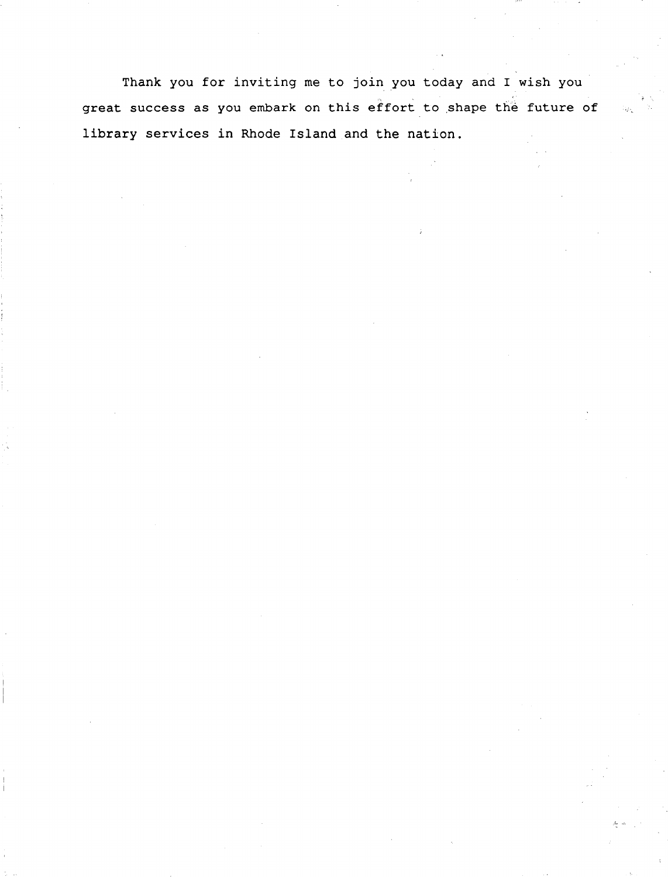Thank you for inviting me to join you today and I wish you great success as you embark on this effort to shape the future of library services in Rhode Island and the nation.